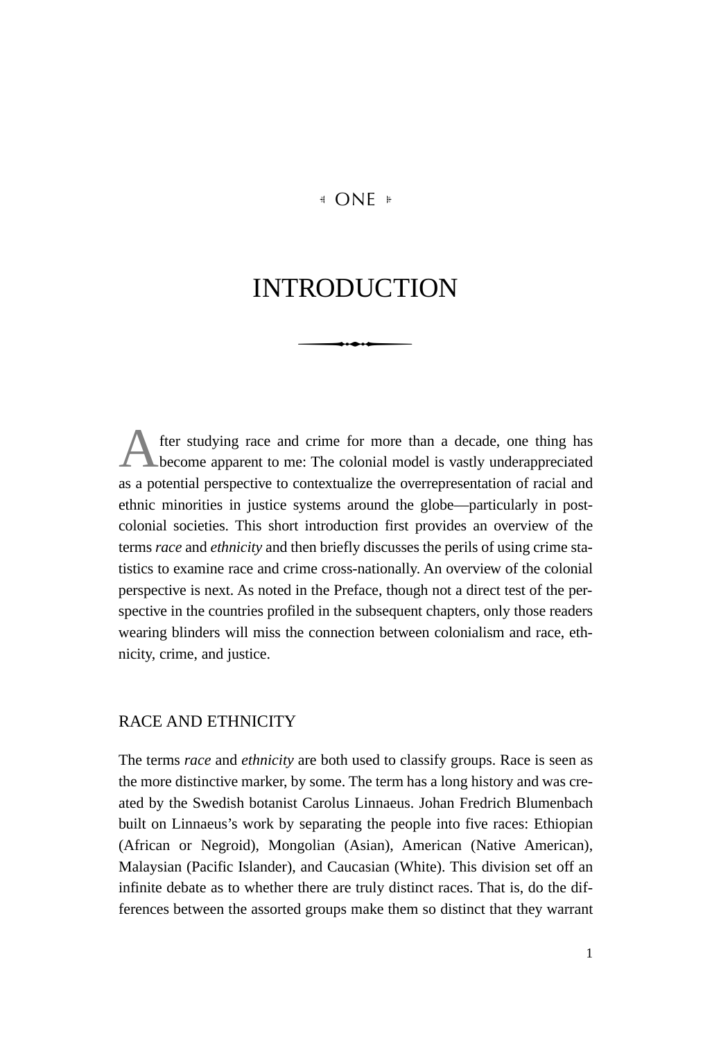# ONE

# INTRODUCTION

After studying race and crime for more than a decade, one thing has become apparent to me: The colonial model is vastly underappreciated as a potential perspective to contextualize the overrepresentation of racial and ethnic minorities in justice systems around the globe—particularly in post-colonial societies. This short introduction first provides an overview of the terms *race* and *ethnicity* and then briefly discusses the perils of using crime statistics to examine race and crime cross-nationally. An overview of the colonial perspective is next. As noted in the Preface, though not a direct test of the perspective in the countries profiled in the subsequent chapters, only those readers wearing blinders will miss the connection between colonialism and race, ethnicity, crime, and justice.

## RACE AND ETHNICITY

The terms *race* and *ethnicity* are both used to classify groups. Race is seen as the more distinctive marker, by some. The term has a long history and was created by the Swedish botanist Carolus Linnaeus. Johan Fredrich Blumenbach built on Linnaeus's work by separating the people into five races: Ethiopian (African or Negroid), Mongolian (Asian), American (Native American), Malaysian (Pacific Islander), and Caucasian (White). This division set off an infinite debate as to whether there are truly distinct races. That is, do the differences between the assorted groups make them so distinct that they warrant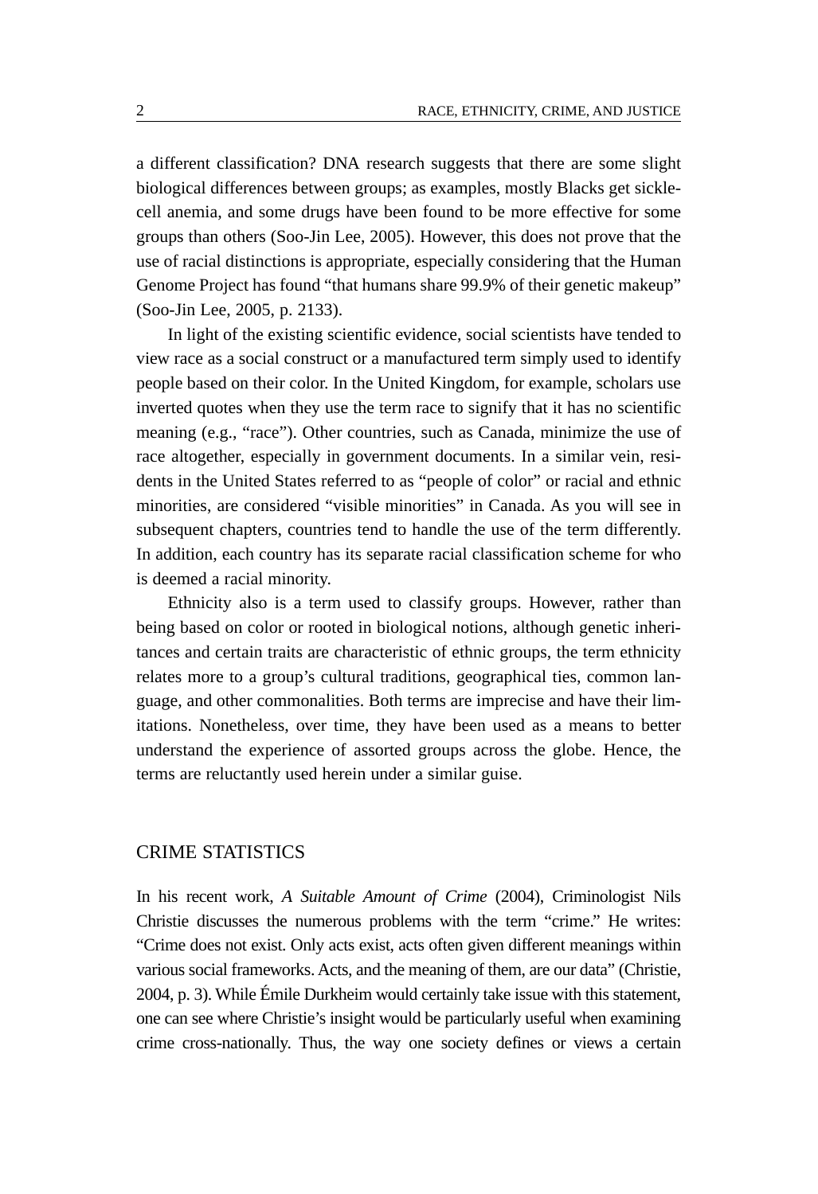a different classification? DNA research suggests that there are some slight biological differences between groups; as examples, mostly Blacks get sickle-cell anemia, and some drugs have been found to be more effective for some groups than others (Soo-Jin Lee, 2005). However, this does not prove that the use of racial distinctions is appropriate, especially considering that the Human Genome Project has found "that humans share 99.9% of their genetic makeup" (Soo-Jin Lee, 2005, p. 2133).

In light of the existing scientific evidence, social scientists have tended to view race as a social construct or a manufactured term simply used to identify people based on their color. In the United Kingdom, for example, scholars use inverted quotes when they use the term race to signify that it has no scientific meaning (e.g., "race"). Other countries, such as Canada, minimize the use of race altogether, especially in government documents. In a similar vein, residents in the United States referred to as "people of color" or racial and ethnic minorities, are considered "visible minorities" in Canada. As you will see in subsequent chapters, countries tend to handle the use of the term differently. In addition, each country has its separate racial classification scheme for who is deemed a racial minority.

Ethnicity also is a term used to classify groups. However, rather than being based on color or rooted in biological notions, although genetic inheritances and certain traits are characteristic of ethnic groups, the term ethnicity relates more to a group's cultural traditions, geographical ties, common language, and other commonalities. Both terms are imprecise and have their limitations. Nonetheless, over time, they have been used as a means to better understand the experience of assorted groups across the globe. Hence, the terms are reluctantly used herein under a similar guise.

## CRIME STATISTICS

In his recent work, *A Suitable Amount of Crime* (2004), Criminologist Nils Christie discusses the numerous problems with the term "crime." He writes: "Crime does not exist. Only acts exist, acts often given different meanings within various social frameworks. Acts, and the meaning of them, are our data" (Christie, 2004, p. 3). While Émile Durkheim would certainly take issue with this statement, one can see where Christie's insight would be particularly useful when examining crime cross-nationally. Thus, the way one society defines or views a certain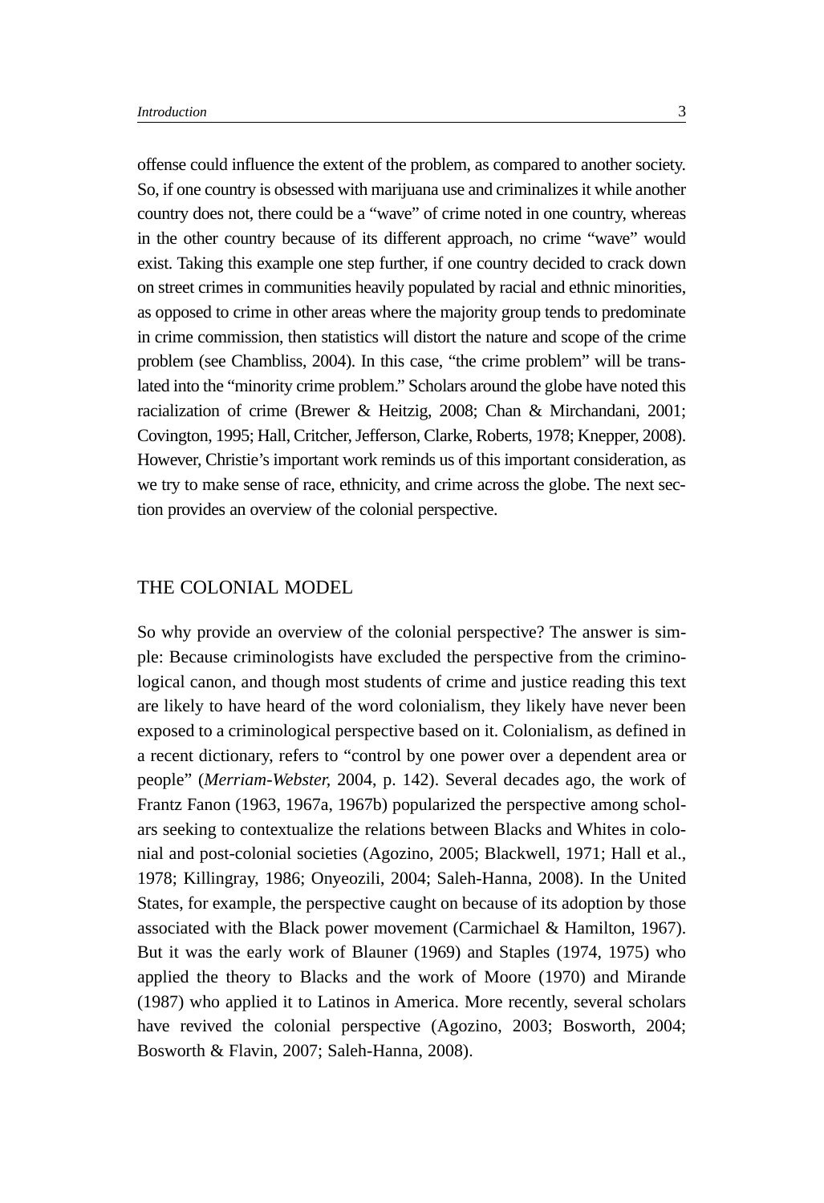offense could influence the extent of the problem, as compared to another society. So, if one country is obsessed with marijuana use and criminalizes it while another country does not, there could be a "wave" of crime noted in one country, whereas in the other country because of its different approach, no crime "wave" would exist. Taking this example one step further, if one country decided to crack down on street crimes in communities heavily populated by racial and ethnic minorities, as opposed to crime in other areas where the majority group tends to predominate in crime commission, then statistics will distort the nature and scope of the crime problem (see Chambliss, 2004). In this case, "the crime problem" will be translated into the "minority crime problem." Scholars around the globe have noted this racialization of crime (Brewer & Heitzig, 2008; Chan & Mirchandani, 2001; Covington, 1995; Hall, Critcher, Jefferson, Clarke, Roberts, 1978; Knepper, 2008). However, Christie's important work reminds us of this important consideration, as we try to make sense of race, ethnicity, and crime across the globe. The next section provides an overview of the colonial perspective.

## THE COLONIAL MODEL

So why provide an overview of the colonial perspective? The answer is simple: Because criminologists have excluded the perspective from the criminological canon, and though most students of crime and justice reading this text are likely to have heard of the word colonialism, they likely have never been exposed to a criminological perspective based on it. Colonialism, as defined in a recent dictionary, refers to "control by one power over a dependent area or people" (*Merriam-Webster,* 2004, p. 142). Several decades ago, the work of Frantz Fanon (1963, 1967a, 1967b) popularized the perspective among scholars seeking to contextualize the relations between Blacks and Whites in colonial and post-colonial societies (Agozino, 2005; Blackwell, 1971; Hall et al., 1978; Killingray, 1986; Onyeozili, 2004; Saleh-Hanna, 2008). In the United States, for example, the perspective caught on because of its adoption by those associated with the Black power movement (Carmichael & Hamilton, 1967). But it was the early work of Blauner (1969) and Staples (1974, 1975) who applied the theory to Blacks and the work of Moore (1970) and Mirande (1987) who applied it to Latinos in America. More recently, several scholars have revived the colonial perspective (Agozino, 2003; Bosworth, 2004; Bosworth & Flavin, 2007; Saleh-Hanna, 2008).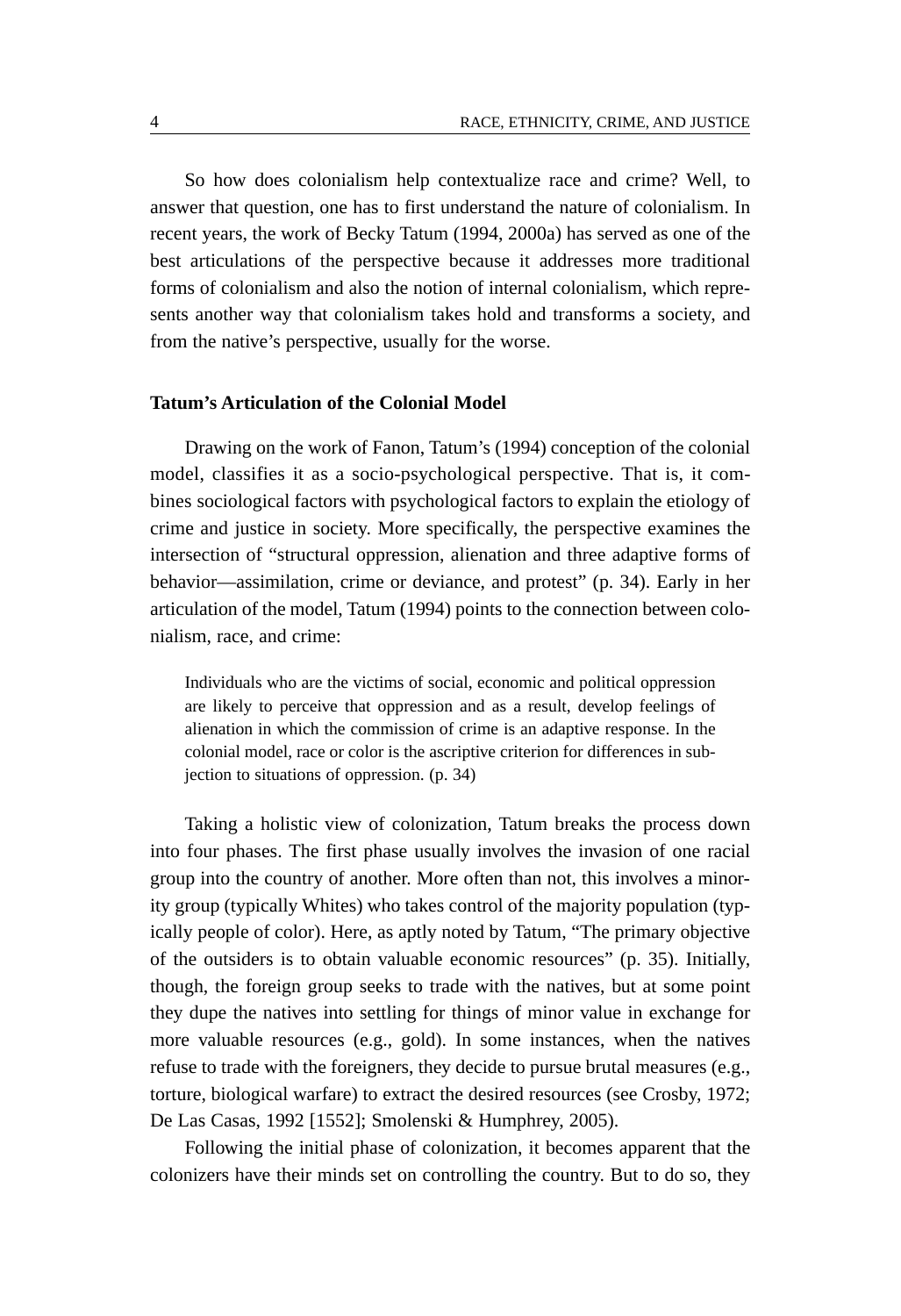So how does colonialism help contextualize race and crime? Well, to answer that question, one has to first understand the nature of colonialism. In recent years, the work of Becky Tatum (1994, 2000a) has served as one of the best articulations of the perspective because it addresses more traditional forms of colonialism and also the notion of internal colonialism, which represents another way that colonialism takes hold and transforms a society, and from the native's perspective, usually for the worse.

### Tatum's Articulation of the Colonial Model

Drawing on the work of Fanon, Tatum's (1994) conception of the colonial model, classifies it as a socio-psychological perspective. That is, it combines sociological factors with psychological factors to explain the etiology of crime and justice in society. More specifically, the perspective examines the intersection of "structural oppression, alienation and three adaptive forms of behavior—assimilation, crime or deviance, and protest" (p. 34). Early in her articulation of the model, Tatum (1994) points to the connection between colonialism, race, and crime:

> Individuals who are the victims of social, economic and political oppression are likely to perceive that oppression and as a result, develop feelings of alienation in which the commission of crime is an adaptive response. In the colonial model, race or color is the ascriptive criterion for differences in subjection to situations of oppression. (p. 34)

Taking a holistic view of colonization, Tatum breaks the process down into four phases. The first phase usually involves the invasion of one racial group into the country of another. More often than not, this involves a minority group (typically Whites) who takes control of the majority population (typically people of color). Here, as aptly noted by Tatum, "The primary objective of the outsiders is to obtain valuable economic resources" (p. 35). Initially, though, the foreign group seeks to trade with the natives, but at some point they dupe the natives into settling for things of minor value in exchange for more valuable resources (e.g., gold). In some instances, when the natives refuse to trade with the foreigners, they decide to pursue brutal measures (e.g., torture, biological warfare) to extract the desired resources (see Crosby, 1972; De Las Casas, 1992 [1552]; Smolenski & Humphrey, 2005).

Following the initial phase of colonization, it becomes apparent that the colonizers have their minds set on controlling the country. But to do so, they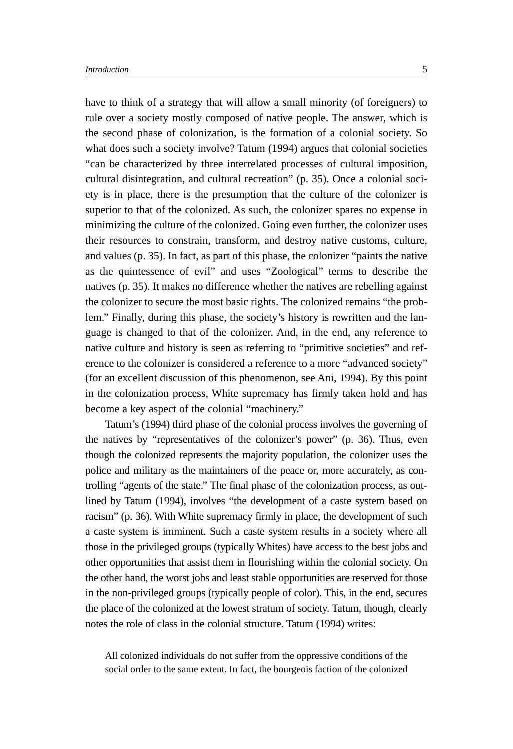have to think of a strategy that will allow a small minority (of foreigners) to rule over a society mostly composed of native people. The answer, which is the second phase of colonization, is the formation of a colonial society. So what does such a society involve? Tatum (1994) argues that colonial societies "can be characterized by three interrelated processes of cultural imposition, cultural disintegration, and cultural recreation" (p. 35). Once a colonial society is in place, there is the presumption that the culture of the colonizer is superior to that of the colonized. As such, the colonizer spares no expense in minimizing the culture of the colonized. Going even further, the colonizer uses their resources to constrain, transform, and destroy native customs, culture, and values (p. 35). In fact, as part of this phase, the colonizer "paints the native as the quintessence of evil" and uses "Zoological" terms to describe the natives (p. 35). It makes no difference whether the natives are rebelling against the colonizer to secure the most basic rights. The colonized remains "the problem." Finally, during this phase, the society's history is rewritten and the language is changed to that of the colonizer. And, in the end, any reference to native culture and history is seen as referring to "primitive societies" and reference to the colonizer is considered a reference to a more "advanced society" (for an excellent discussion of this phenomenon, see Ani, 1994). By this point in the colonization process, White supremacy has firmly taken hold and has become a key aspect of the colonial "machinery."

Tatum's (1994) third phase of the colonial process involves the governing of the natives by "representatives of the colonizer's power" (p. 36). Thus, even though the colonized represents the majority population, the colonizer uses the police and military as the maintainers of the peace or, more accurately, as controlling "agents of the state." The final phase of the colonization process, as outlined by Tatum (1994), involves "the development of a caste system based on racism" (p. 36). With White supremacy firmly in place, the development of such a caste system is imminent. Such a caste system results in a society where all those in the privileged groups (typically Whites) have access to the best jobs and other opportunities that assist them in flourishing within the colonial society. On the other hand, the worst jobs and least stable opportunities are reserved for those in the non-privileged groups (typically people of color). This, in the end, secures the place of the colonized at the lowest stratum of society. Tatum, though, clearly notes the role of class in the colonial structure. Tatum (1994) writes:

> All colonized individuals do not suffer from the oppressive conditions of the social order to the same extent. In fact, the bourgeois faction of the colonized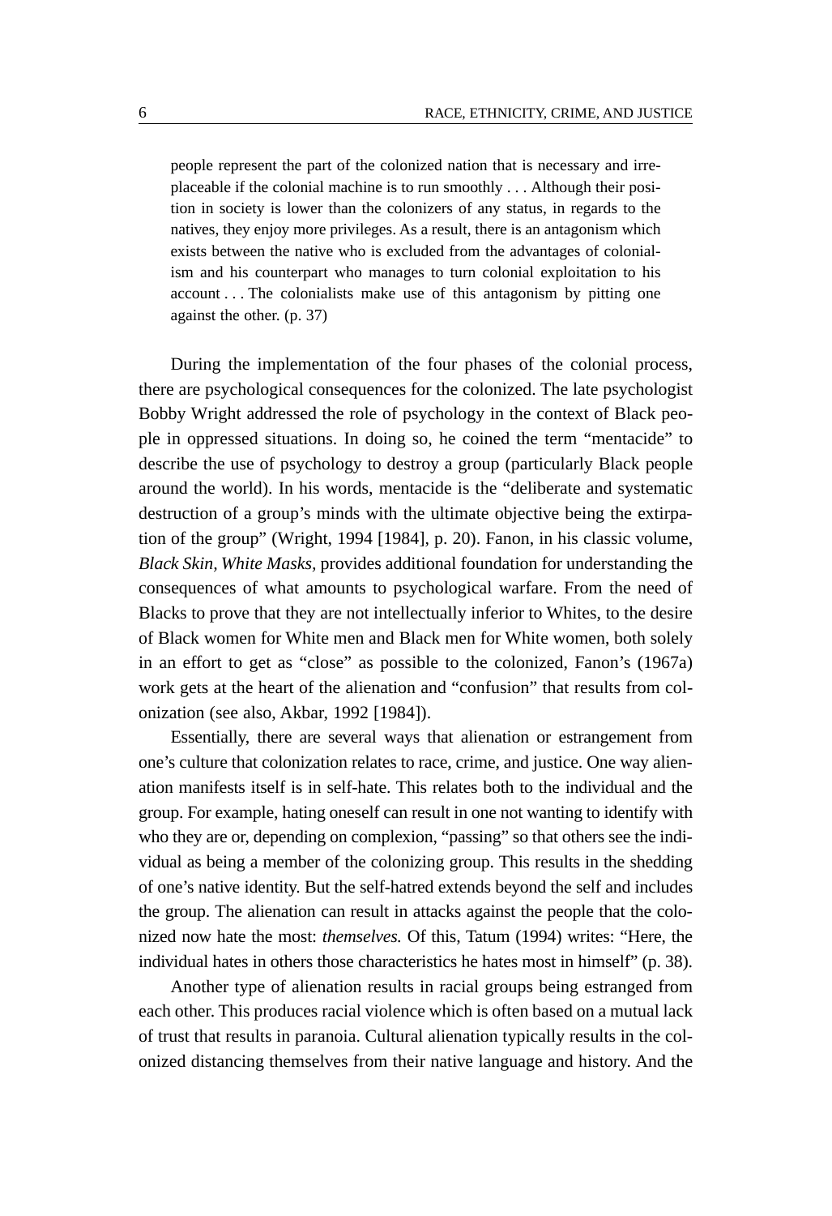> people represent the part of the colonized nation that is necessary and irreplaceable if the colonial machine is to run smoothly . . . Although their position in society is lower than the colonizers of any status, in regards to the natives, they enjoy more privileges. As a result, there is an antagonism which exists between the native who is excluded from the advantages of colonialism and his counterpart who manages to turn colonial exploitation to his account . . . The colonialists make use of this antagonism by pitting one against the other. (p. 37)

During the implementation of the four phases of the colonial process, there are psychological consequences for the colonized. The late psychologist Bobby Wright addressed the role of psychology in the context of Black people in oppressed situations. In doing so, he coined the term "mentacide" to describe the use of psychology to destroy a group (particularly Black people around the world). In his words, mentacide is the "deliberate and systematic destruction of a group's minds with the ultimate objective being the extirpation of the group" (Wright, 1994 [1984], p. 20). Fanon, in his classic volume, *Black Skin, White Masks,* provides additional foundation for understanding the consequences of what amounts to psychological warfare. From the need of Blacks to prove that they are not intellectually inferior to Whites, to the desire of Black women for White men and Black men for White women, both solely in an effort to get as "close" as possible to the colonized, Fanon's (1967a) work gets at the heart of the alienation and "confusion" that results from colonization (see also, Akbar, 1992 [1984]).

Essentially, there are several ways that alienation or estrangement from one's culture that colonization relates to race, crime, and justice. One way alienation manifests itself is in self-hate. This relates both to the individual and the group. For example, hating oneself can result in one not wanting to identify with who they are or, depending on complexion, "passing" so that others see the individual as being a member of the colonizing group. This results in the shedding of one's native identity. But the self-hatred extends beyond the self and includes the group. The alienation can result in attacks against the people that the colonized now hate the most: *themselves.* Of this, Tatum (1994) writes: "Here, the individual hates in others those characteristics he hates most in himself" (p. 38).

Another type of alienation results in racial groups being estranged from each other. This produces racial violence which is often based on a mutual lack of trust that results in paranoia. Cultural alienation typically results in the colonized distancing themselves from their native language and history. And the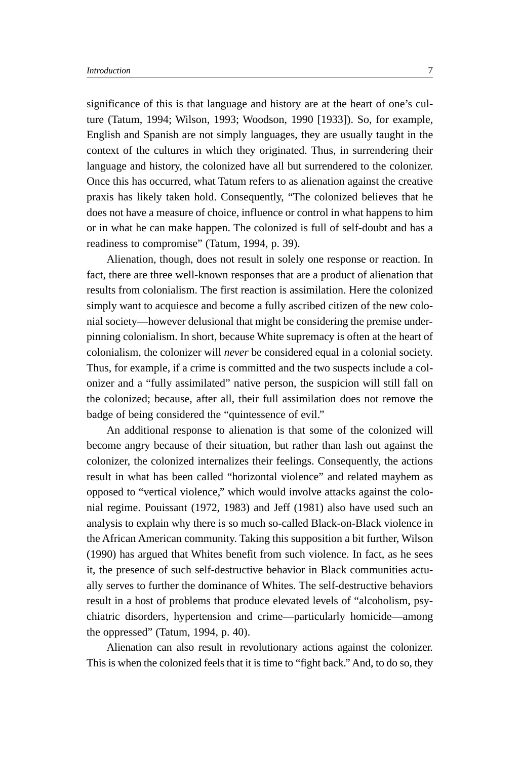significance of this is that language and history are at the heart of one's culture (Tatum, 1994; Wilson, 1993; Woodson, 1990 [1933]). So, for example, English and Spanish are not simply languages, they are usually taught in the context of the cultures in which they originated. Thus, in surrendering their language and history, the colonized have all but surrendered to the colonizer. Once this has occurred, what Tatum refers to as alienation against the creative praxis has likely taken hold. Consequently, "The colonized believes that he does not have a measure of choice, influence or control in what happens to him or in what he can make happen. The colonized is full of self-doubt and has a readiness to compromise" (Tatum, 1994, p. 39).

Alienation, though, does not result in solely one response or reaction. In fact, there are three well-known responses that are a product of alienation that results from colonialism. The first reaction is assimilation. Here the colonized simply want to acquiesce and become a fully ascribed citizen of the new colonial society—however delusional that might be considering the premise underpinning colonialism. In short, because White supremacy is often at the heart of colonialism, the colonizer will *never* be considered equal in a colonial society. Thus, for example, if a crime is committed and the two suspects include a colonizer and a "fully assimilated" native person, the suspicion will still fall on the colonized; because, after all, their full assimilation does not remove the badge of being considered the "quintessence of evil."

An additional response to alienation is that some of the colonized will become angry because of their situation, but rather than lash out against the colonizer, the colonized internalizes their feelings. Consequently, the actions result in what has been called "horizontal violence" and related mayhem as opposed to "vertical violence," which would involve attacks against the colonial regime. Pouissant (1972, 1983) and Jeff (1981) also have used such an analysis to explain why there is so much so-called Black-on-Black violence in the African American community. Taking this supposition a bit further, Wilson (1990) has argued that Whites benefit from such violence. In fact, as he sees it, the presence of such self-destructive behavior in Black communities actually serves to further the dominance of Whites. The self-destructive behaviors result in a host of problems that produce elevated levels of "alcoholism, psychiatric disorders, hypertension and crime—particularly homicide—among the oppressed" (Tatum, 1994, p. 40).

Alienation can also result in revolutionary actions against the colonizer. This is when the colonized feels that it is time to "fight back." And, to do so, they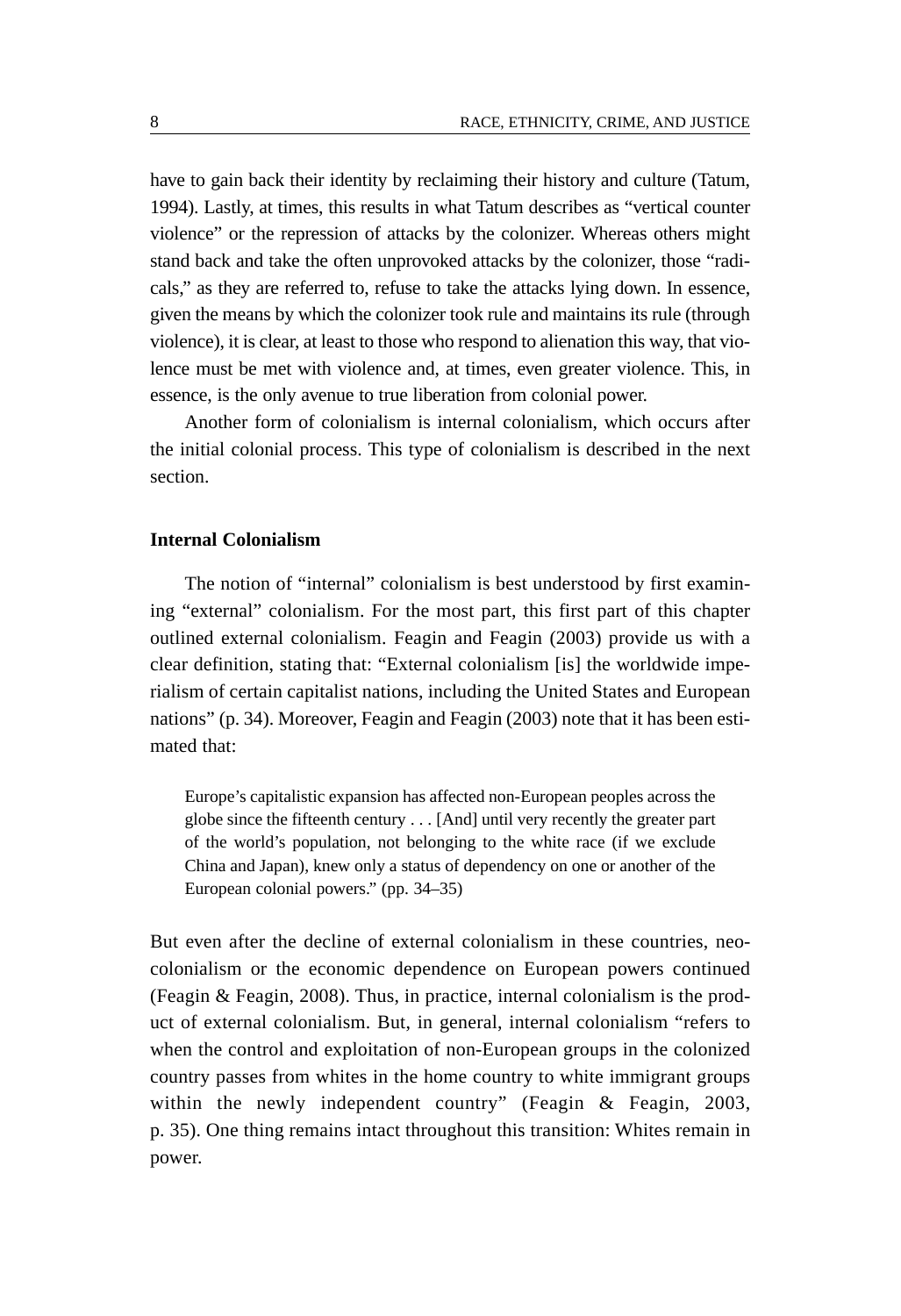have to gain back their identity by reclaiming their history and culture (Tatum, 1994). Lastly, at times, this results in what Tatum describes as "vertical counter violence" or the repression of attacks by the colonizer. Whereas others might stand back and take the often unprovoked attacks by the colonizer, those "radicals," as they are referred to, refuse to take the attacks lying down. In essence, given the means by which the colonizer took rule and maintains its rule (through violence), it is clear, at least to those who respond to alienation this way, that violence must be met with violence and, at times, even greater violence. This, in essence, is the only avenue to true liberation from colonial power.

Another form of colonialism is internal colonialism, which occurs after the initial colonial process. This type of colonialism is described in the next section.

### Internal Colonialism

The notion of "internal" colonialism is best understood by first examining "external" colonialism. For the most part, this first part of this chapter outlined external colonialism. Feagin and Feagin (2003) provide us with a clear definition, stating that: "External colonialism [is] the worldwide imperialism of certain capitalist nations, including the United States and European nations" (p. 34). Moreover, Feagin and Feagin (2003) note that it has been estimated that:

> Europe's capitalistic expansion has affected non-European peoples across the globe since the fifteenth century . . . [And] until very recently the greater part of the world's population, not belonging to the white race (if we exclude China and Japan), knew only a status of dependency on one or another of the European colonial powers." (pp. 34–35)

But even after the decline of external colonialism in these countries, neocolonialism or the economic dependence on European powers continued (Feagin & Feagin, 2008). Thus, in practice, internal colonialism is the product of external colonialism. But, in general, internal colonialism "refers to when the control and exploitation of non-European groups in the colonized country passes from whites in the home country to white immigrant groups within the newly independent country" (Feagin & Feagin, 2003, p. 35). One thing remains intact throughout this transition: Whites remain in power.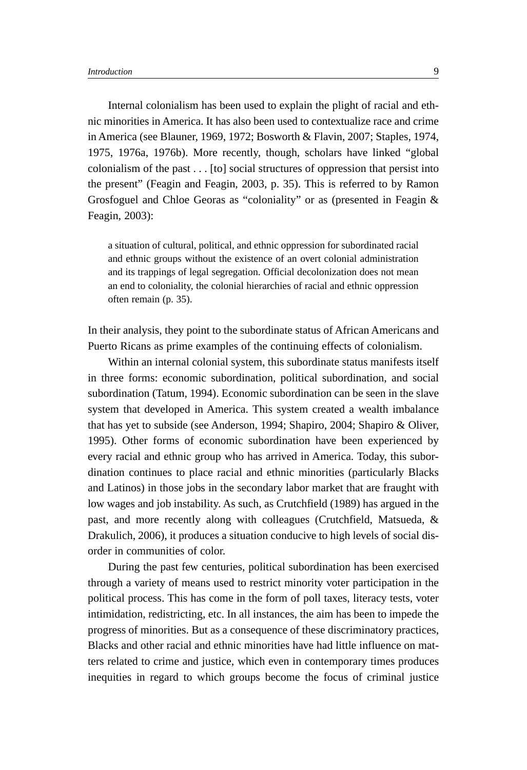Internal colonialism has been used to explain the plight of racial and ethnic minorities in America. It has also been used to contextualize race and crime in America (see Blauner, 1969, 1972; Bosworth & Flavin, 2007; Staples, 1974, 1975, 1976a, 1976b). More recently, though, scholars have linked "global colonialism of the past . . . [to] social structures of oppression that persist into the present" (Feagin and Feagin, 2003, p. 35). This is referred to by Ramon Grosfoguel and Chloe Georas as "coloniality" or as (presented in Feagin & Feagin, 2003):

> a situation of cultural, political, and ethnic oppression for subordinated racial and ethnic groups without the existence of an overt colonial administration and its trappings of legal segregation. Official decolonization does not mean an end to coloniality, the colonial hierarchies of racial and ethnic oppression often remain (p. 35).

In their analysis, they point to the subordinate status of African Americans and Puerto Ricans as prime examples of the continuing effects of colonialism.

Within an internal colonial system, this subordinate status manifests itself in three forms: economic subordination, political subordination, and social subordination (Tatum, 1994). Economic subordination can be seen in the slave system that developed in America. This system created a wealth imbalance that has yet to subside (see Anderson, 1994; Shapiro, 2004; Shapiro & Oliver, 1995). Other forms of economic subordination have been experienced by every racial and ethnic group who has arrived in America. Today, this subordination continues to place racial and ethnic minorities (particularly Blacks and Latinos) in those jobs in the secondary labor market that are fraught with low wages and job instability. As such, as Crutchfield (1989) has argued in the past, and more recently along with colleagues (Crutchfield, Matsueda, & Drakulich, 2006), it produces a situation conducive to high levels of social disorder in communities of color.

During the past few centuries, political subordination has been exercised through a variety of means used to restrict minority voter participation in the political process. This has come in the form of poll taxes, literacy tests, voter intimidation, redistricting, etc. In all instances, the aim has been to impede the progress of minorities. But as a consequence of these discriminatory practices, Blacks and other racial and ethnic minorities have had little influence on matters related to crime and justice, which even in contemporary times produces inequities in regard to which groups become the focus of criminal justice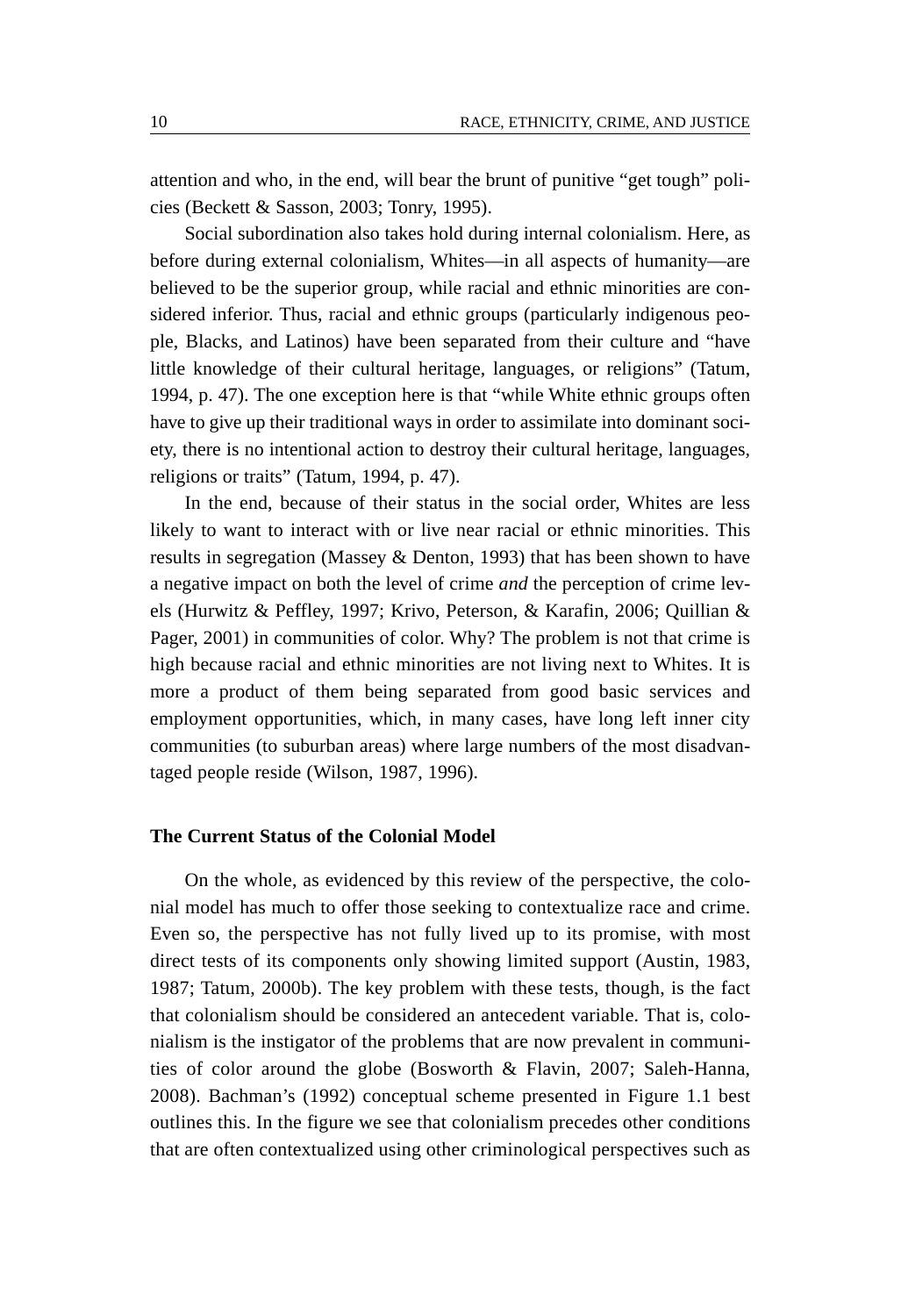attention and who, in the end, will bear the brunt of punitive "get tough" policies (Beckett & Sasson, 2003; Tonry, 1995).

Social subordination also takes hold during internal colonialism. Here, as before during external colonialism, Whites—in all aspects of humanity—are believed to be the superior group, while racial and ethnic minorities are considered inferior. Thus, racial and ethnic groups (particularly indigenous people, Blacks, and Latinos) have been separated from their culture and "have little knowledge of their cultural heritage, languages, or religions" (Tatum, 1994, p. 47). The one exception here is that "while White ethnic groups often have to give up their traditional ways in order to assimilate into dominant society, there is no intentional action to destroy their cultural heritage, languages, religions or traits" (Tatum, 1994, p. 47).

In the end, because of their status in the social order, Whites are less likely to want to interact with or live near racial or ethnic minorities. This results in segregation (Massey & Denton, 1993) that has been shown to have a negative impact on both the level of crime *and* the perception of crime levels (Hurwitz & Peffley, 1997; Krivo, Peterson, & Karafin, 2006; Quillian & Pager, 2001) in communities of color. Why? The problem is not that crime is high because racial and ethnic minorities are not living next to Whites. It is more a product of them being separated from good basic services and employment opportunities, which, in many cases, have long left inner city communities (to suburban areas) where large numbers of the most disadvantaged people reside (Wilson, 1987, 1996).

### The Current Status of the Colonial Model

On the whole, as evidenced by this review of the perspective, the colonial model has much to offer those seeking to contextualize race and crime. Even so, the perspective has not fully lived up to its promise, with most direct tests of its components only showing limited support (Austin, 1983, 1987; Tatum, 2000b). The key problem with these tests, though, is the fact that colonialism should be considered an antecedent variable. That is, colonialism is the instigator of the problems that are now prevalent in communities of color around the globe (Bosworth & Flavin, 2007; Saleh-Hanna, 2008). Bachman's (1992) conceptual scheme presented in Figure 1.1 best outlines this. In the figure we see that colonialism precedes other conditions that are often contextualized using other criminological perspectives such as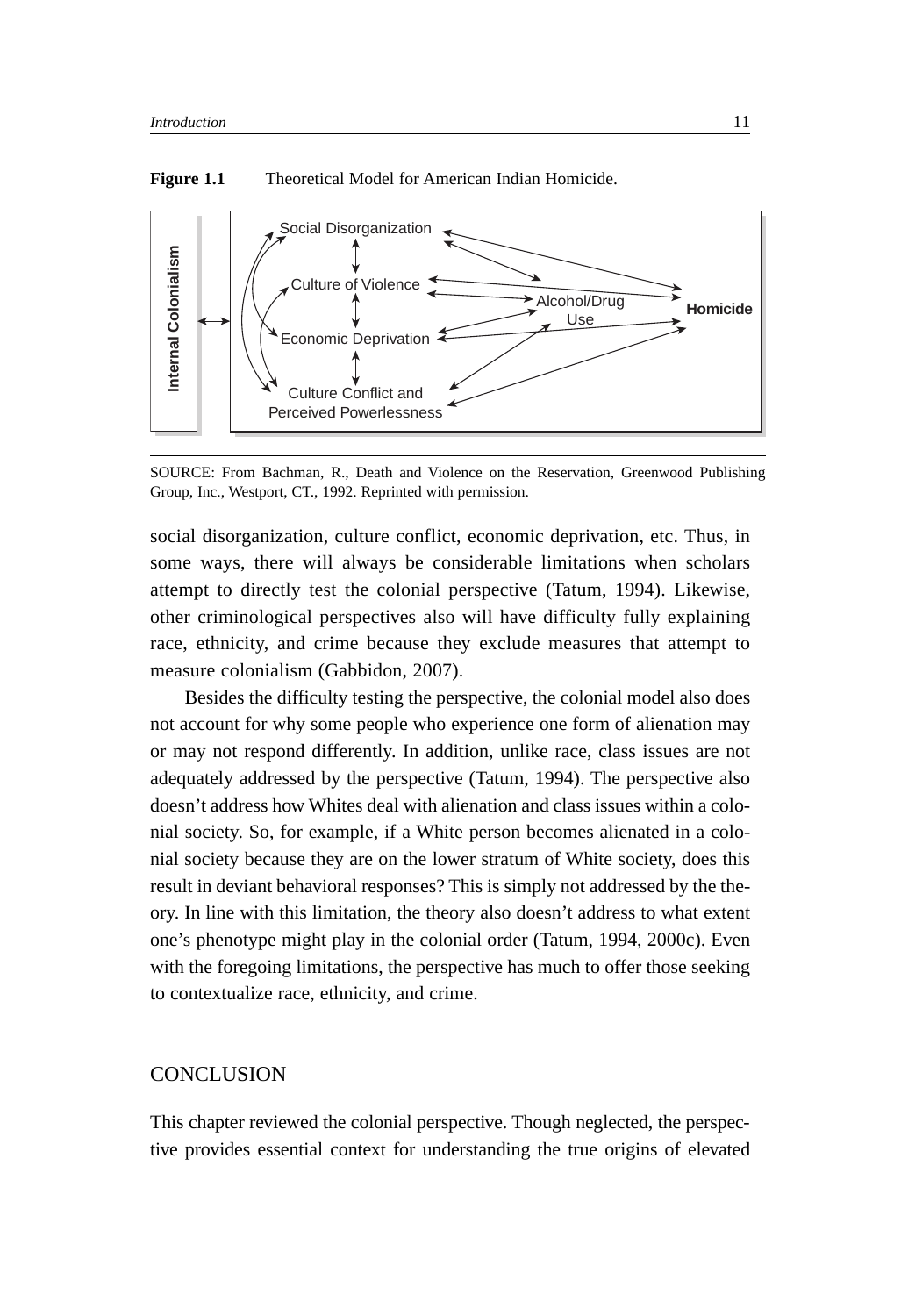**Figure 1.1** Theoretical Model for American Indian Homicide.

Internal Colonialism

Social Disorganization

Culture of Violence

Economic Deprivation

Culture Conflict and Perceived Powerlessness

Alcohol/Drug Use

Homicide

SOURCE: From Bachman, R., Death and Violence on the Reservation, Greenwood Publishing Group, Inc., Westport, CT., 1992. Reprinted with permission.

social disorganization, culture conflict, economic deprivation, etc. Thus, in some ways, there will always be considerable limitations when scholars attempt to directly test the colonial perspective (Tatum, 1994). Likewise, other criminological perspectives also will have difficulty fully explaining race, ethnicity, and crime because they exclude measures that attempt to measure colonialism (Gabbidon, 2007).

Besides the difficulty testing the perspective, the colonial model also does not account for why some people who experience one form of alienation may or may not respond differently. In addition, unlike race, class issues are not adequately addressed by the perspective (Tatum, 1994). The perspective also doesn't address how Whites deal with alienation and class issues within a colonial society. So, for example, if a White person becomes alienated in a colonial society because they are on the lower stratum of White society, does this result in deviant behavioral responses? This is simply not addressed by the theory. In line with this limitation, the theory also doesn't address to what extent one's phenotype might play in the colonial order (Tatum, 1994, 2000c). Even with the foregoing limitations, the perspective has much to offer those seeking to contextualize race, ethnicity, and crime.

## CONCLUSION

This chapter reviewed the colonial perspective. Though neglected, the perspective provides essential context for understanding the true origins of elevated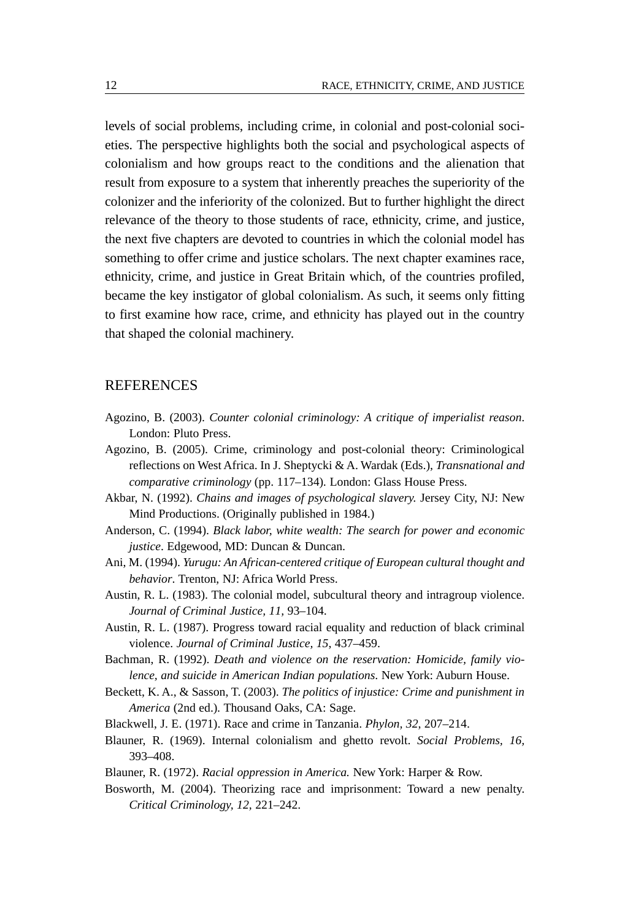levels of social problems, including crime, in colonial and post-colonial societies. The perspective highlights both the social and psychological aspects of colonialism and how groups react to the conditions and the alienation that result from exposure to a system that inherently preaches the superiority of the colonizer and the inferiority of the colonized. But to further highlight the direct relevance of the theory to those students of race, ethnicity, crime, and justice, the next five chapters are devoted to countries in which the colonial model has something to offer crime and justice scholars. The next chapter examines race, ethnicity, crime, and justice in Great Britain which, of the countries profiled, became the key instigator of global colonialism. As such, it seems only fitting to first examine how race, crime, and ethnicity has played out in the country that shaped the colonial machinery.

## REFERENCES

Agozino, B. (2003). *Counter colonial criminology: A critique of imperialist reason*. London: Pluto Press.

Agozino, B. (2005). Crime, criminology and post-colonial theory: Criminological reflections on West Africa. In J. Sheptycki & A. Wardak (Eds.), *Transnational and comparative criminology* (pp. 117–134). London: Glass House Press.

Akbar, N. (1992). *Chains and images of psychological slavery.* Jersey City, NJ: New Mind Productions. (Originally published in 1984.)

Anderson, C. (1994). *Black labor, white wealth: The search for power and economic justice*. Edgewood, MD: Duncan & Duncan.

Ani, M. (1994). *Yurugu: An African-centered critique of European cultural thought and behavior*. Trenton, NJ: Africa World Press.

Austin, R. L. (1983). The colonial model, subcultural theory and intragroup violence. *Journal of Criminal Justice, 11,* 93–104.

Austin, R. L. (1987). Progress toward racial equality and reduction of black criminal violence. *Journal of Criminal Justice, 15*, 437–459.

Bachman, R. (1992). *Death and violence on the reservation: Homicide, family violence, and suicide in American Indian populations*. New York: Auburn House.

Beckett, K. A., & Sasson, T. (2003). *The politics of injustice: Crime and punishment in America* (2nd ed.). Thousand Oaks, CA: Sage.

Blackwell, J. E. (1971). Race and crime in Tanzania. *Phylon, 32*, 207–214.

Blauner, R. (1969). Internal colonialism and ghetto revolt. *Social Problems, 16,* 393–408.

Blauner, R. (1972). *Racial oppression in America.* New York: Harper & Row.

Bosworth, M. (2004). Theorizing race and imprisonment: Toward a new penalty. *Critical Criminology, 12,* 221–242.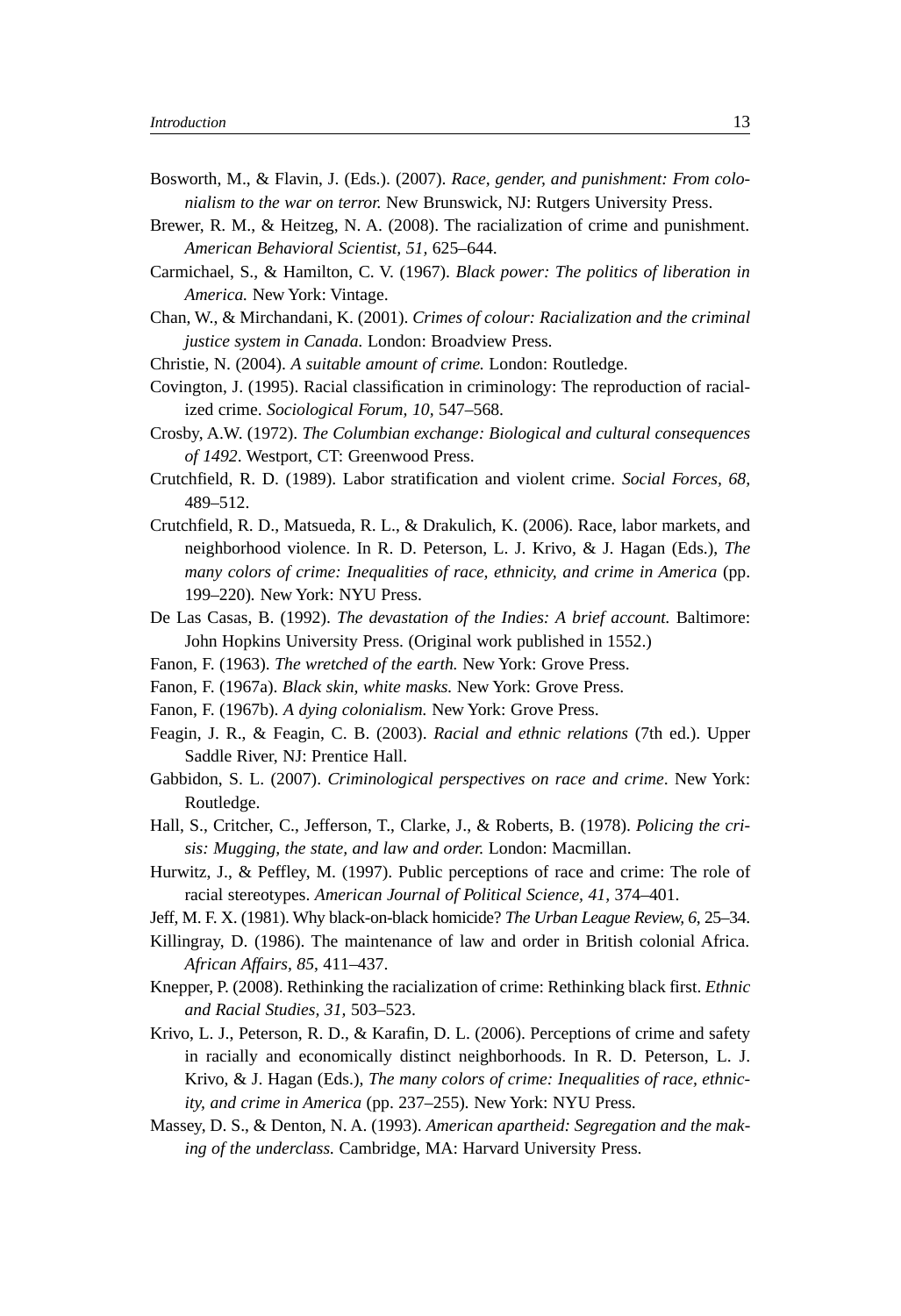Bosworth, M., & Flavin, J. (Eds.). (2007). *Race, gender, and punishment: From colonialism to the war on terror.* New Brunswick, NJ: Rutgers University Press.

Brewer, R. M., & Heitzeg, N. A. (2008). The racialization of crime and punishment. *American Behavioral Scientist, 51,* 625–644.

Carmichael, S., & Hamilton, C. V. (1967). *Black power: The politics of liberation in America.* New York: Vintage.

Chan, W., & Mirchandani, K. (2001). *Crimes of colour: Racialization and the criminal justice system in Canada.* London: Broadview Press.

Christie, N. (2004). *A suitable amount of crime.* London: Routledge.

Covington, J. (1995). Racial classification in criminology: The reproduction of racialized crime. *Sociological Forum, 10,* 547–568.

Crosby, A.W. (1972). *The Columbian exchange: Biological and cultural consequences of 1492*. Westport, CT: Greenwood Press.

Crutchfield, R. D. (1989). Labor stratification and violent crime. *Social Forces, 68,* 489–512.

Crutchfield, R. D., Matsueda, R. L., & Drakulich, K. (2006). Race, labor markets, and neighborhood violence. In R. D. Peterson, L. J. Krivo, & J. Hagan (Eds.), *The many colors of crime: Inequalities of race, ethnicity, and crime in America* (pp. 199–220)*.* New York: NYU Press.

De Las Casas, B. (1992). *The devastation of the Indies: A brief account.* Baltimore: John Hopkins University Press. (Original work published in 1552.)

Fanon, F. (1963). *The wretched of the earth.* New York: Grove Press.

Fanon, F. (1967a). *Black skin, white masks.* New York: Grove Press.

Fanon, F. (1967b). *A dying colonialism.* New York: Grove Press.

Feagin, J. R., & Feagin, C. B. (2003). *Racial and ethnic relations* (7th ed.). Upper Saddle River, NJ: Prentice Hall.

Gabbidon, S. L. (2007). *Criminological perspectives on race and crime*. New York: Routledge.

Hall, S., Critcher, C., Jefferson, T., Clarke, J., & Roberts, B. (1978). *Policing the crisis: Mugging, the state, and law and order.* London: Macmillan.

Hurwitz, J., & Peffley, M. (1997). Public perceptions of race and crime: The role of racial stereotypes. *American Journal of Political Science, 41,* 374–401.

Jeff, M. F. X. (1981). Why black-on-black homicide? *The Urban League Review, 6*, 25–34.

Killingray, D. (1986). The maintenance of law and order in British colonial Africa. *African Affairs, 85*, 411–437.

Knepper, P. (2008). Rethinking the racialization of crime: Rethinking black first. *Ethnic and Racial Studies, 31,* 503–523.

Krivo, L. J., Peterson, R. D., & Karafin, D. L. (2006). Perceptions of crime and safety in racially and economically distinct neighborhoods. In R. D. Peterson, L. J. Krivo, & J. Hagan (Eds.), *The many colors of crime: Inequalities of race, ethnicity, and crime in America* (pp. 237–255)*.* New York: NYU Press.

Massey, D. S., & Denton, N. A. (1993). *American apartheid: Segregation and the making of the underclass.* Cambridge, MA: Harvard University Press.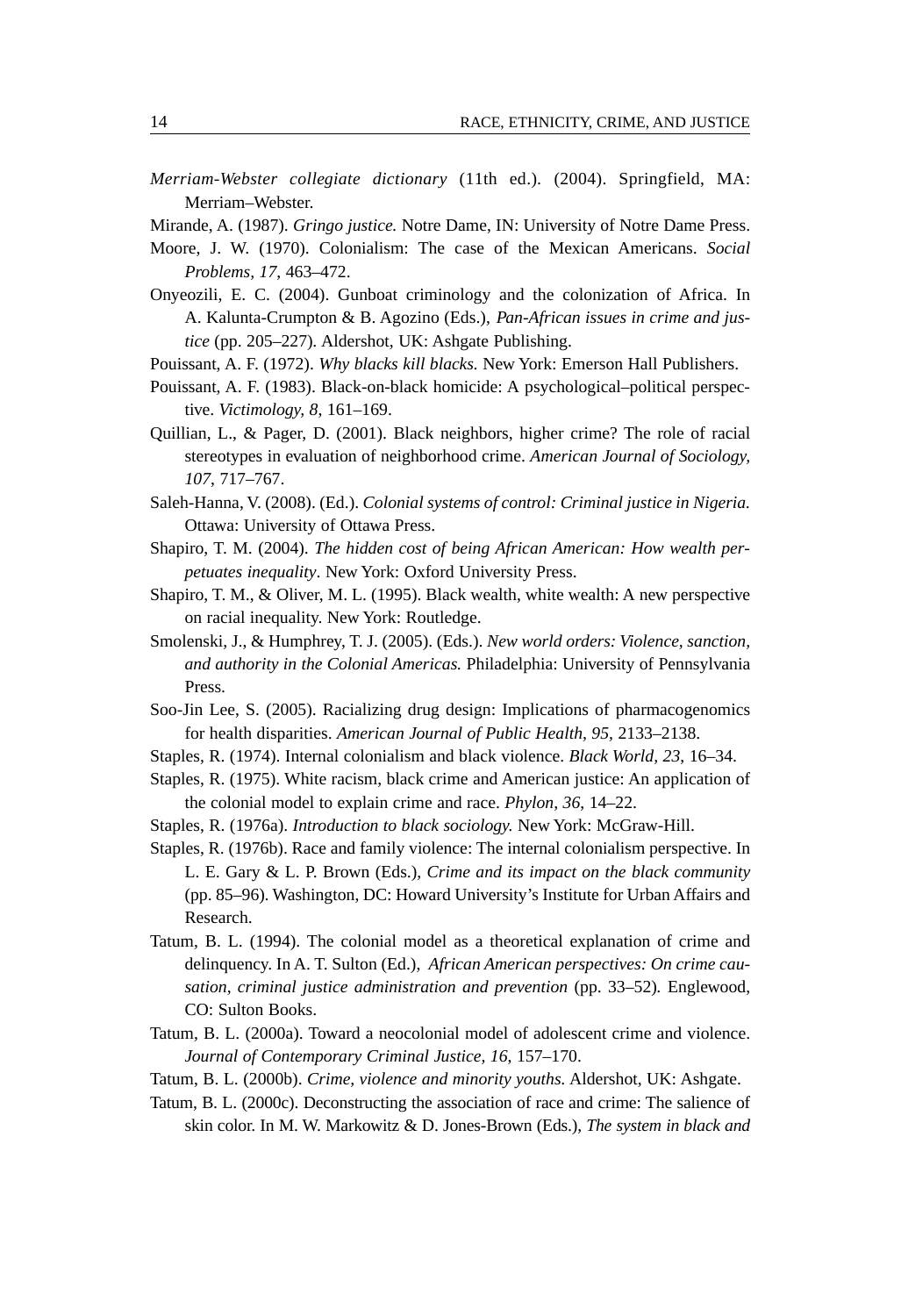*Merriam-Webster collegiate dictionary* (11th ed.). (2004). Springfield, MA: Merriam–Webster.

Mirande, A. (1987). *Gringo justice.* Notre Dame, IN: University of Notre Dame Press.

Moore, J. W. (1970). Colonialism: The case of the Mexican Americans. *Social Problems, 17*, 463–472.

Onyeozili, E. C. (2004). Gunboat criminology and the colonization of Africa. In A. Kalunta-Crumpton & B. Agozino (Eds.), *Pan-African issues in crime and justice* (pp. 205–227). Aldershot, UK: Ashgate Publishing.

Pouissant, A. F. (1972). *Why blacks kill blacks.* New York: Emerson Hall Publishers.

Pouissant, A. F. (1983). Black-on-black homicide: A psychological–political perspective. *Victimology, 8*, 161–169.

Quillian, L., & Pager, D. (2001). Black neighbors, higher crime? The role of racial stereotypes in evaluation of neighborhood crime. *American Journal of Sociology, 107*, 717–767.

Saleh-Hanna, V. (2008). (Ed.). *Colonial systems of control: Criminal justice in Nigeria.* Ottawa: University of Ottawa Press.

Shapiro, T. M. (2004). *The hidden cost of being African American: How wealth perpetuates inequality*. New York: Oxford University Press.

Shapiro, T. M., & Oliver, M. L. (1995). Black wealth, white wealth: A new perspective on racial inequality. New York: Routledge.

Smolenski, J., & Humphrey, T. J. (2005). (Eds.). *New world orders: Violence, sanction, and authority in the Colonial Americas.* Philadelphia: University of Pennsylvania Press.

Soo-Jin Lee, S. (2005). Racializing drug design: Implications of pharmacogenomics for health disparities. *American Journal of Public Health, 95*, 2133–2138.

Staples, R. (1974). Internal colonialism and black violence. *Black World, 23*, 16–34.

Staples, R. (1975). White racism, black crime and American justice: An application of the colonial model to explain crime and race. *Phylon, 36*, 14–22.

Staples, R. (1976a). *Introduction to black sociology.* New York: McGraw-Hill.

Staples, R. (1976b). Race and family violence: The internal colonialism perspective. In L. E. Gary & L. P. Brown (Eds.), *Crime and its impact on the black community* (pp. 85–96). Washington, DC: Howard University's Institute for Urban Affairs and Research.

Tatum, B. L. (1994). The colonial model as a theoretical explanation of crime and delinquency. In A. T. Sulton (Ed.), *African American perspectives: On crime causation, criminal justice administration and prevention* (pp. 33–52). Englewood, CO: Sulton Books.

Tatum, B. L. (2000a). Toward a neocolonial model of adolescent crime and violence. *Journal of Contemporary Criminal Justice, 16*, 157–170.

Tatum, B. L. (2000b). *Crime, violence and minority youths.* Aldershot, UK: Ashgate.

Tatum, B. L. (2000c). Deconstructing the association of race and crime: The salience of skin color. In M. W. Markowitz & D. Jones-Brown (Eds.), *The system in black and*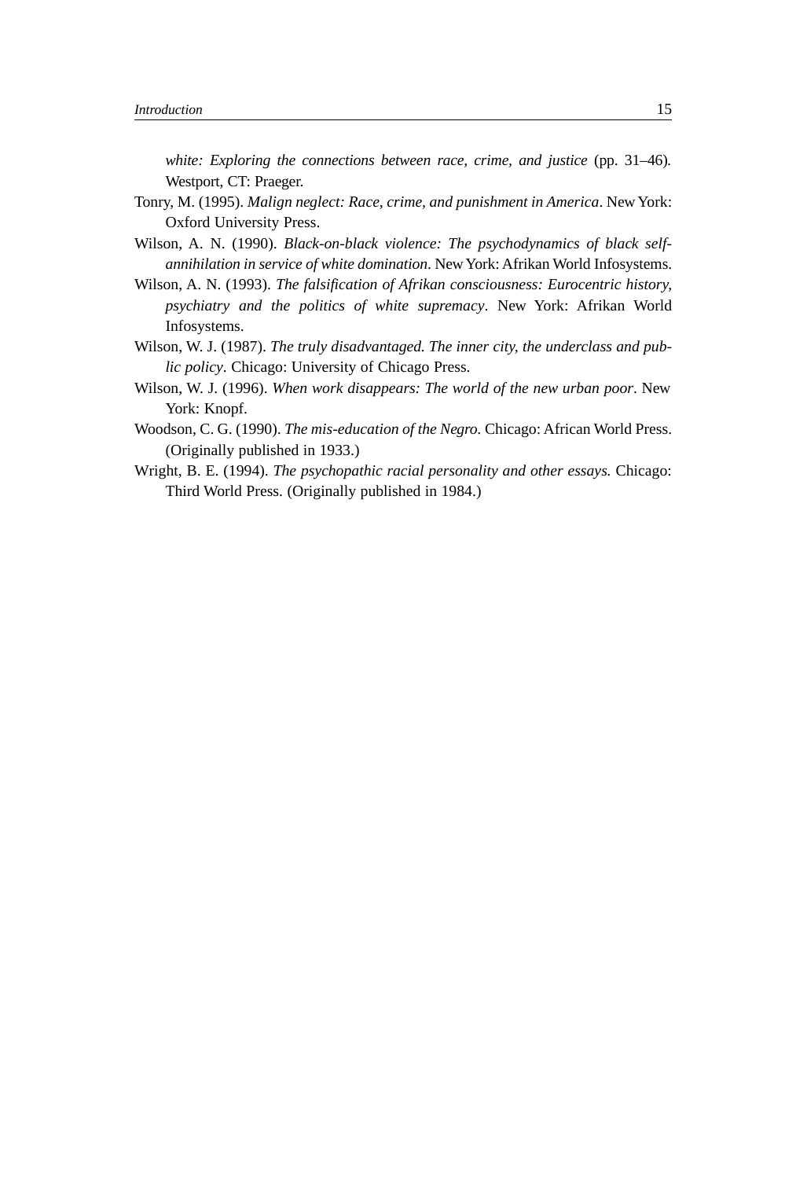*white: Exploring the connections between race, crime, and justice* (pp. 31–46). Westport, CT: Praeger.

Tonry, M. (1995). *Malign neglect: Race, crime, and punishment in America*. New York: Oxford University Press.

Wilson, A. N. (1990). *Black-on-black violence: The psychodynamics of black self-annihilation in service of white domination*. New York: Afrikan World Infosystems.

Wilson, A. N. (1993). *The falsification of Afrikan consciousness: Eurocentric history, psychiatry and the politics of white supremacy*. New York: Afrikan World Infosystems.

Wilson, W. J. (1987). *The truly disadvantaged. The inner city, the underclass and public policy*. Chicago: University of Chicago Press.

Wilson, W. J. (1996). *When work disappears: The world of the new urban poor*. New York: Knopf.

Woodson, C. G. (1990). *The mis-education of the Negro.* Chicago: African World Press. (Originally published in 1933.)

Wright, B. E. (1994). *The psychopathic racial personality and other essays.* Chicago: Third World Press. (Originally published in 1984.)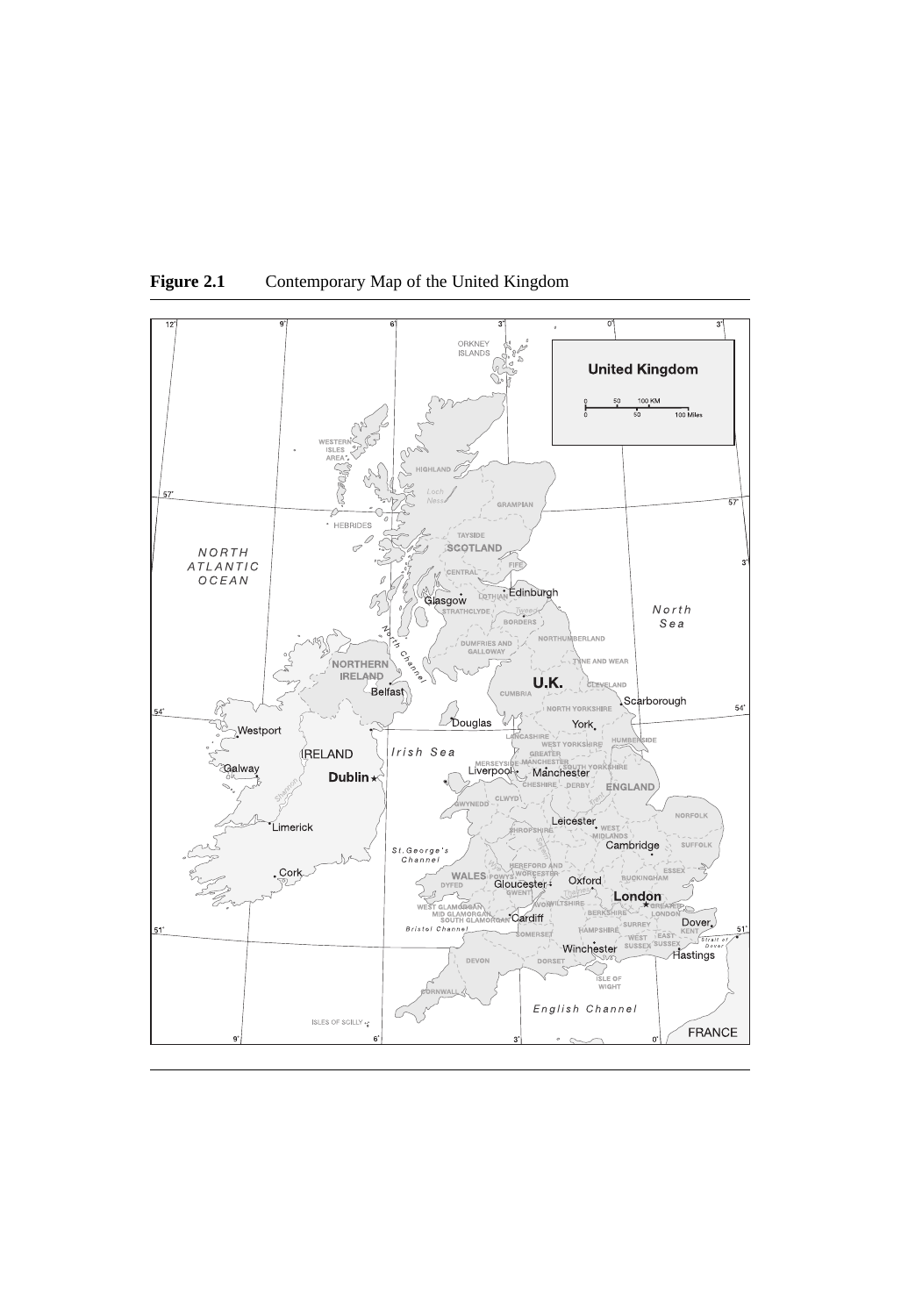**Figure 2.1** Contemporary Map of the United Kingdom